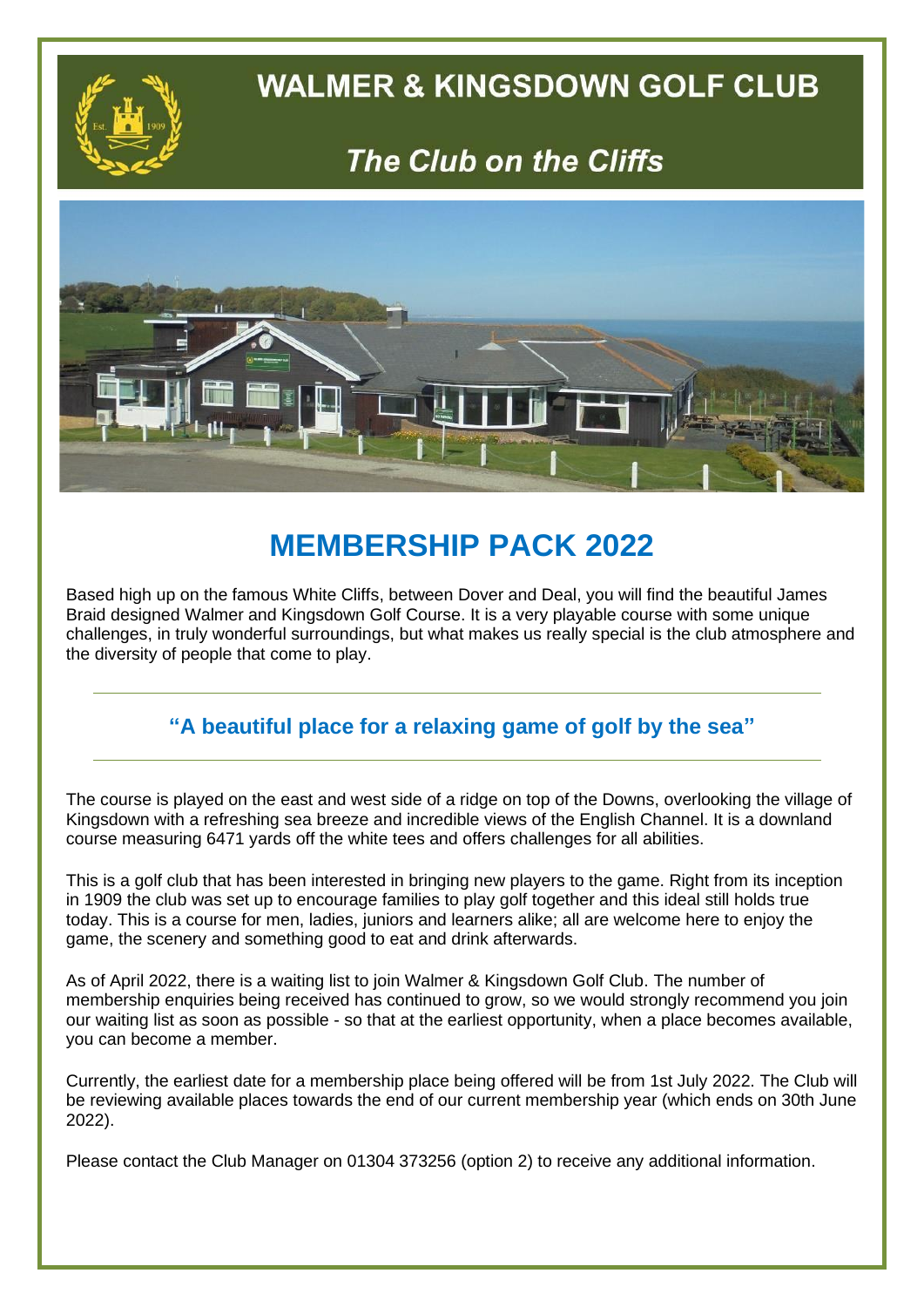# WALMER & KINGSDOWN GOLF CLUB

## *The Club on the Cliffs*

# MEMBERSHIP PACK 2022

Based high up on the famous White Cliffs, between Dover and Deal, you will find the beautiful James Braid designed Walmer and Kingsdown Golf Course. It is a very playable course with some unique challenges, in truly wonderful surroundings, but what makes us really special is the club atmosphere and the diversity of people that come to play.

---

### **"A beautiful place for a relaxing game of golf by the sea"**

---

The course is played on the east and west side of a ridge on top of the Downs, overlooking the village of Kingsdown with a refreshing sea breeze and incredible views of the English Channel. It is a downland course measuring 6471 yards off the white tees and offers challenges for all abilities.

This is a golf club that has been interested in bringing new players to the game. Right from its inception in 1909 the club was set up to encourage families to play golf together and this ideal still holds true today. This is a course for men, ladies, juniors and learners alike; all are welcome here to enjoy the game, the scenery and something good to eat and drink afterwards.

As of April 2022, there is a waiting list to join Walmer & Kingsdown Golf Club. The number of membership enquiries being received has continued to grow, so we would strongly recommend you join our waiting list as soon as possible - so that at the earliest opportunity, when a place becomes available, you can become a member.

Currently, the earliest date for a membership place being offered will be from 1st July 2022. The Club will be reviewing available places towards the end of our current membership year (which ends on 30th June 2022).

Please contact the Club Manager on 01304 373256 (option 2) to receive any additional information.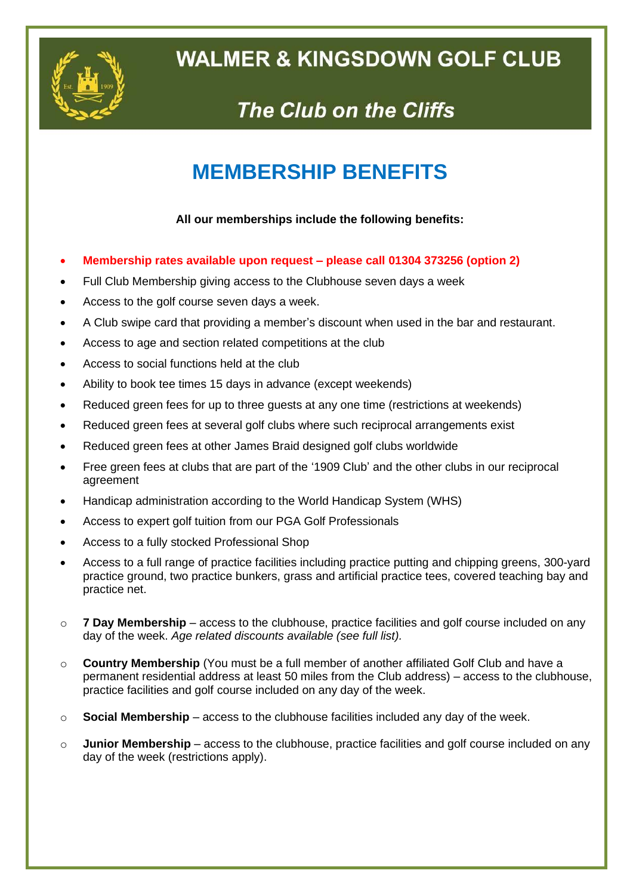# WALMER & KINGSDOWN GOLF CLUB

## *The Club on the Cliffs*

# MEMBERSHIP BENEFITS

**All our memberships include the following benefits:**

- **Membership rates available upon request – please call 01304 373256 (option 2)**
- Full Club Membership giving access to the Clubhouse seven days a week
- Access to the golf course seven days a week.
- A Club swipe card that providing a member's discount when used in the bar and restaurant.
- Access to age and section related competitions at the club
- Access to social functions held at the club
- Ability to book tee times 15 days in advance (except weekends)
- Reduced green fees for up to three guests at any one time (restrictions at weekends)
- Reduced green fees at several golf clubs where such reciprocal arrangements exist
- Reduced green fees at other James Braid designed golf clubs worldwide
- Free green fees at clubs that are part of the '1909 Club' and the other clubs in our reciprocal agreement
- Handicap administration according to the World Handicap System (WHS)
- Access to expert golf tuition from our PGA Golf Professionals
- Access to a fully stocked Professional Shop
- Access to a full range of practice facilities including practice putting and chipping greens, 300-yard practice ground, two practice bunkers, grass and artificial practice tees, covered teaching bay and practice net.

  - **7 Day Membership** – access to the clubhouse, practice facilities and golf course included on any day of the week. *Age related discounts available (see full list).*
  - **Country Membership** (You must be a full member of another affiliated Golf Club and have a permanent residential address at least 50 miles from the Club address) – access to the clubhouse, practice facilities and golf course included on any day of the week.
  - **Social Membership** – access to the clubhouse facilities included any day of the week.
  - **Junior Membership** – access to the clubhouse, practice facilities and golf course included on any day of the week (restrictions apply).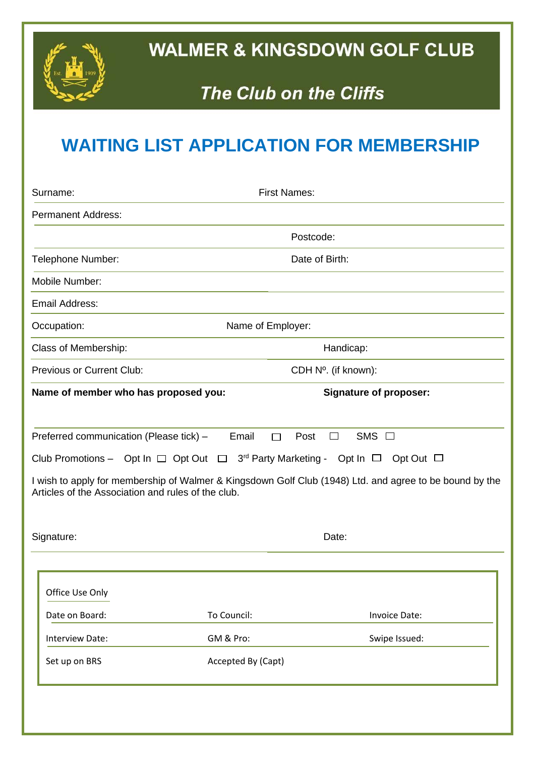# WALMER & KINGSDOWN GOLF CLUB

*The Club on the Cliffs*

## WAITING LIST APPLICATION FOR MEMBERSHIP

Surname: First Names:

Permanent Address:

Postcode:

Telephone Number: Date of Birth:

Mobile Number:

Email Address:

Occupation: Name of Employer:

Class of Membership: Handicap:

Previous or Current Club: CDH Nº. (if known):

**Name of member who has proposed you:** **Signature of proposer:**

Preferred communication (Please tick) – Email ☐ Post ☐ SMS ☐

Club Promotions – Opt In ☐ Opt Out ☐ 3rd Party Marketing - Opt In ☐ Opt Out ☐

I wish to apply for membership of Walmer & Kingsdown Golf Club (1948) Ltd. and agree to be bound by the Articles of the Association and rules of the club.

Signature: Date:

Office Use Only

| | | |
|---|---|---|
| Date on Board: | To Council: | Invoice Date: |
| Interview Date: | GM & Pro: | Swipe Issued: |
| Set up on BRS | Accepted By (Capt) | |